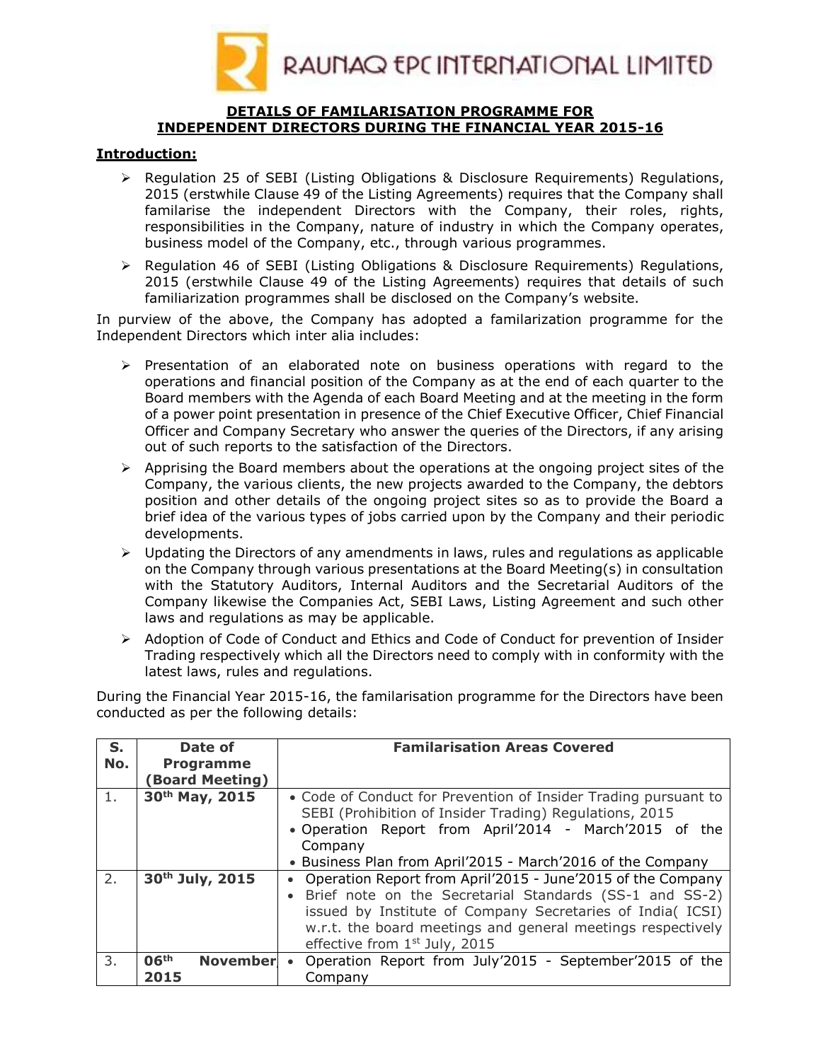RAUNAQ EPC INTERNATIONAL LIMITED

## DETAILS OF FAMILARISATION PROGRAMME FOR INDEPENDENT DIRECTORS DURING THE FINANCIAL YEAR 2015-16

### Introduction:

- Regulation 25 of SEBI (Listing Obligations & Disclosure Requirements) Regulations, 2015 (erstwhile Clause 49 of the Listing Agreements) requires that the Company shall familarise the independent Directors with the Company, their roles, rights, responsibilities in the Company, nature of industry in which the Company operates, business model of the Company, etc., through various programmes.
- Regulation 46 of SEBI (Listing Obligations & Disclosure Requirements) Regulations, 2015 (erstwhile Clause 49 of the Listing Agreements) requires that details of such familiarization programmes shall be disclosed on the Company's website.

In purview of the above, the Company has adopted a familarization programme for the Independent Directors which inter alia includes:

- Presentation of an elaborated note on business operations with regard to the operations and financial position of the Company as at the end of each quarter to the Board members with the Agenda of each Board Meeting and at the meeting in the form of a power point presentation in presence of the Chief Executive Officer, Chief Financial Officer and Company Secretary who answer the queries of the Directors, if any arising out of such reports to the satisfaction of the Directors.
- Apprising the Board members about the operations at the ongoing project sites of the Company, the various clients, the new projects awarded to the Company, the debtors position and other details of the ongoing project sites so as to provide the Board a brief idea of the various types of jobs carried upon by the Company and their periodic developments.
- Updating the Directors of any amendments in laws, rules and regulations as applicable on the Company through various presentations at the Board Meeting(s) in consultation with the Statutory Auditors, Internal Auditors and the Secretarial Auditors of the Company likewise the Companies Act, SEBI Laws, Listing Agreement and such other laws and regulations as may be applicable.
- Adoption of Code of Conduct and Ethics and Code of Conduct for prevention of Insider Trading respectively which all the Directors need to comply with in conformity with the latest laws, rules and regulations.

During the Financial Year 2015-16, the familarisation programme for the Directors have been conducted as per the following details:

| S. No. | Date of Programme (Board Meeting) | Familarisation Areas Covered |
|---|---|---|
| 1. | **30th May, 2015** | • Code of Conduct for Prevention of Insider Trading pursuant to SEBI (Prohibition of Insider Trading) Regulations, 2015<br>• Operation Report from April'2014 - March'2015 of the Company<br>• Business Plan from April'2015 - March'2016 of the Company |
| 2. | **30th July, 2015** | • Operation Report from April'2015 - June'2015 of the Company<br>• Brief note on the Secretarial Standards (SS-1 and SS-2) issued by Institute of Company Secretaries of India( ICSI) w.r.t. the board meetings and general meetings respectively effective from 1st July, 2015 |
| 3. | **06th November 2015** | • Operation Report from July'2015 - September'2015 of the Company |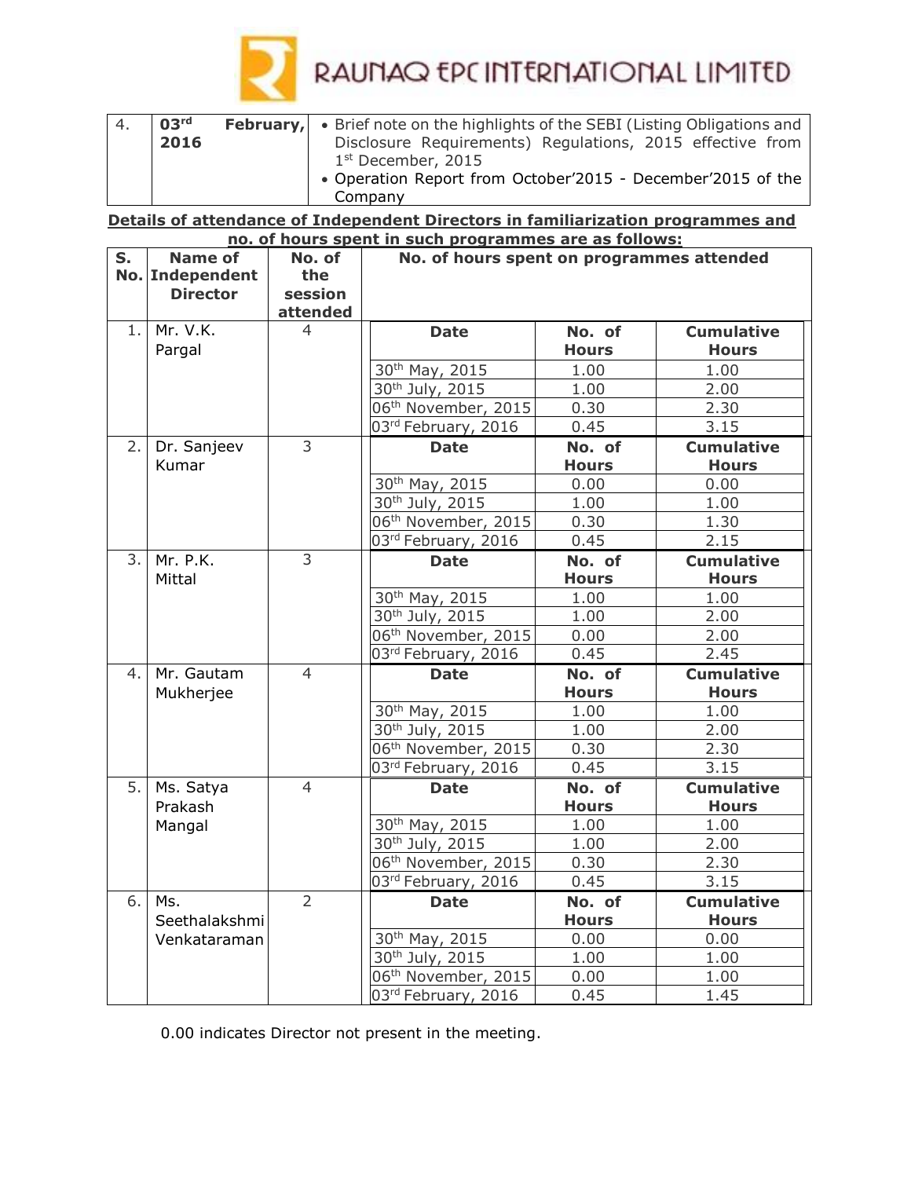| 4. | 03rd February, 2016 | • Brief note on the highlights of the SEBI (Listing Obligations and Disclosure Requirements) Regulations, 2015 effective from 1st December, 2015<br>• Operation Report from October'2015 - December'2015 of the Company |
|---|---|---|

**Details of attendance of Independent Directors in familiarization programmes and no. of hours spent in such programmes are as follows:**

| S. No. | Name of Independent Director | No. of the session attended | No. of hours spent on programmes attended | | |
|---|---|---|---|---|---|
| | | | Date | No. of Hours | Cumulative Hours |
| 1. | Mr. V.K. Pargal | 4 | 30th May, 2015 | 1.00 | 1.00 |
| | | | 30th July, 2015 | 1.00 | 2.00 |
| | | | 06th November, 2015 | 0.30 | 2.30 |
| | | | 03rd February, 2016 | 0.45 | 3.15 |
| 2. | Dr. Sanjeev Kumar | 3 | 30th May, 2015 | 0.00 | 0.00 |
| | | | 30th July, 2015 | 1.00 | 1.00 |
| | | | 06th November, 2015 | 0.30 | 1.30 |
| | | | 03rd February, 2016 | 0.45 | 2.15 |
| 3. | Mr. P.K. Mittal | 3 | 30th May, 2015 | 1.00 | 1.00 |
| | | | 30th July, 2015 | 1.00 | 2.00 |
| | | | 06th November, 2015 | 0.00 | 2.00 |
| | | | 03rd February, 2016 | 0.45 | 2.45 |
| 4. | Mr. Gautam Mukherjee | 4 | 30th May, 2015 | 1.00 | 1.00 |
| | | | 30th July, 2015 | 1.00 | 2.00 |
| | | | 06th November, 2015 | 0.30 | 2.30 |
| | | | 03rd February, 2016 | 0.45 | 3.15 |
| 5. | Ms. Satya Prakash Mangal | 4 | 30th May, 2015 | 1.00 | 1.00 |
| | | | 30th July, 2015 | 1.00 | 2.00 |
| | | | 06th November, 2015 | 0.30 | 2.30 |
| | | | 03rd February, 2016 | 0.45 | 3.15 |
| 6. | Ms. Seethalakshmi Venkataraman | 2 | 30th May, 2015 | 0.00 | 0.00 |
| | | | 30th July, 2015 | 1.00 | 1.00 |
| | | | 06th November, 2015 | 0.00 | 1.00 |
| | | | 03rd February, 2016 | 0.45 | 1.45 |

0.00 indicates Director not present in the meeting.